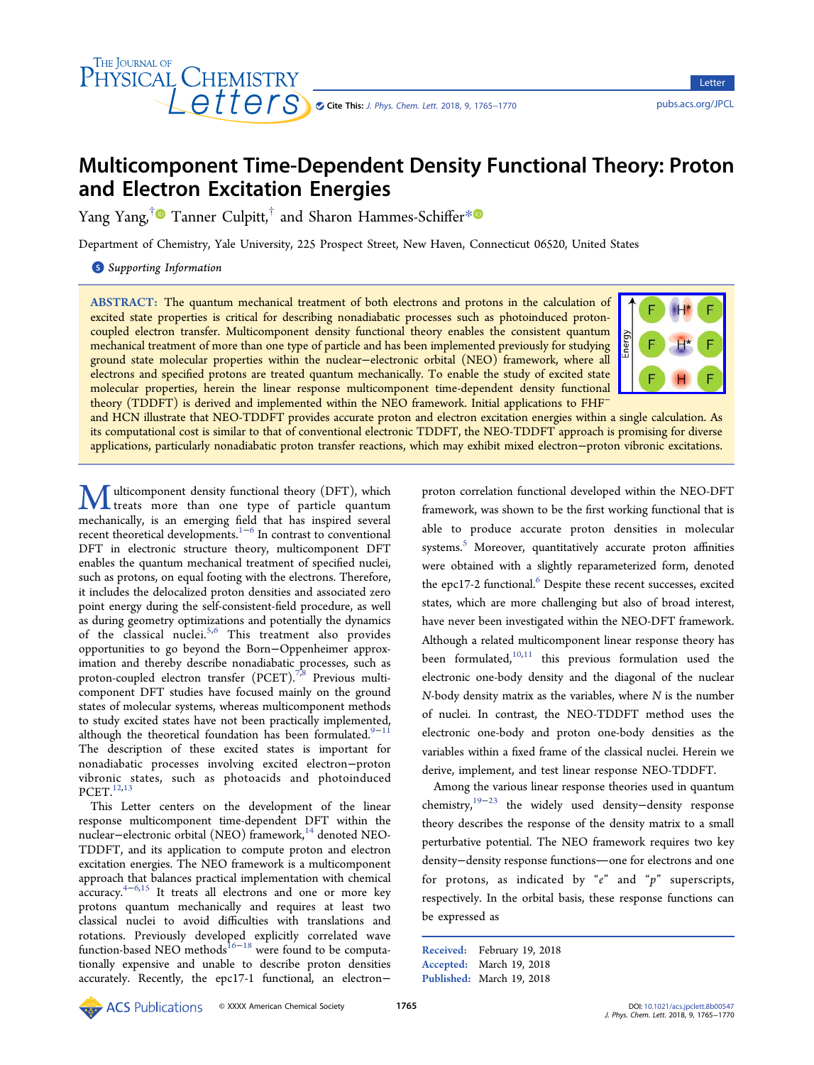# Multicomponent Time-Dependent Density Functional Theory: Proton and Electron Excitation Energies

Yang Yang,[†] Tanner Culpitt,[†] and Sharon Hammes-Schiffer*

Department of Chemistry, Yale University, 225 Prospect Street, New Haven, Connecticut 06520, United States

Supporting Information

**ABSTRACT:** The quantum mechanical treatment of both electrons and protons in the calculation of excited state properties is critical for describing nonadiabatic processes such as photoinduced proton-coupled electron transfer. Multicomponent density functional theory enables the consistent quantum mechanical treatment of more than one type of particle and has been implemented previously for studying ground state molecular properties within the nuclear–electronic orbital (NEO) framework, where all electrons and specified protons are treated quantum mechanically. To enable the study of excited state molecular properties, herein the linear response multicomponent time-dependent density functional theory (TDDFT) is derived and implemented within the NEO framework. Initial applications to $FHF^-$ and HCN illustrate that NEO-TDDFT provides accurate proton and electron excitation energies within a single calculation. As its computational cost is similar to that of conventional electronic TDDFT, the NEO-TDDFT approach is promising for diverse applications, particularly nonadiabatic proton transfer reactions, which may exhibit mixed electron–proton vibronic excitations.

Multicomponent density functional theory (DFT), which treats more than one type of particle quantum mechanically, is an emerging field that has inspired several recent theoretical developments.[1−6] In contrast to conventional DFT in electronic structure theory, multicomponent DFT enables the quantum mechanical treatment of specified nuclei, such as protons, on equal footing with the electrons. Therefore, it includes the delocalized proton densities and associated zero point energy during the self-consistent-field procedure, as well as during geometry optimizations and potentially the dynamics of the classical nuclei.[5,6] This treatment also provides opportunities to go beyond the Born–Oppenheimer approximation and thereby describe nonadiabatic processes, such as proton-coupled electron transfer (PCET).[7,8] Previous multicomponent DFT studies have focused mainly on the ground states of molecular systems, whereas multicomponent methods to study excited states have not been practically implemented, although the theoretical foundation has been formulated.[9−11] The description of these excited states is important for nonadiabatic processes involving excited electron–proton vibronic states, such as photoacids and photoinduced PCET.[12,13]

This Letter centers on the development of the linear response multicomponent time-dependent DFT within the nuclear–electronic orbital (NEO) framework,[14] denoted NEO-TDDFT, and its application to compute proton and electron excitation energies. The NEO framework is a multicomponent approach that balances practical implementation with chemical accuracy.[4−6,15] It treats all electrons and one or more key protons quantum mechanically and requires at least two classical nuclei to avoid difficulties with translations and rotations. Previously developed explicitly correlated wave function-based NEO methods[16−18] were found to be computationally expensive and unable to describe proton densities accurately. Recently, the epc17-1 functional, an electron–proton correlation functional developed within the NEO-DFT framework, was shown to be the first working functional that is able to produce accurate proton densities in molecular systems.[5] Moreover, quantitatively accurate proton affinities were obtained with a slightly reparameterized form, denoted the epc17-2 functional.[6] Despite these recent successes, excited states, which are more challenging but also of broad interest, have never been investigated within the NEO-DFT framework. Although a related multicomponent linear response theory has been formulated,[10,11] this previous formulation used the electronic one-body density and the diagonal of the nuclear $N$-body density matrix as the variables, where $N$ is the number of nuclei. In contrast, the NEO-TDDFT method uses the electronic one-body and proton one-body densities as the variables within a fixed frame of the classical nuclei. Herein we derive, implement, and test linear response NEO-TDDFT.

Among the various linear response theories used in quantum chemistry,[19−23] the widely used density–density response theory describes the response of the density matrix to a small perturbative potential. The NEO framework requires two key density–density response functions—one for electrons and one for protons, as indicated by "$e$" and "$p$" superscripts, respectively. In the orbital basis, these response functions can be expressed as

Received: February 19, 2018
Accepted: March 19, 2018
Published: March 19, 2018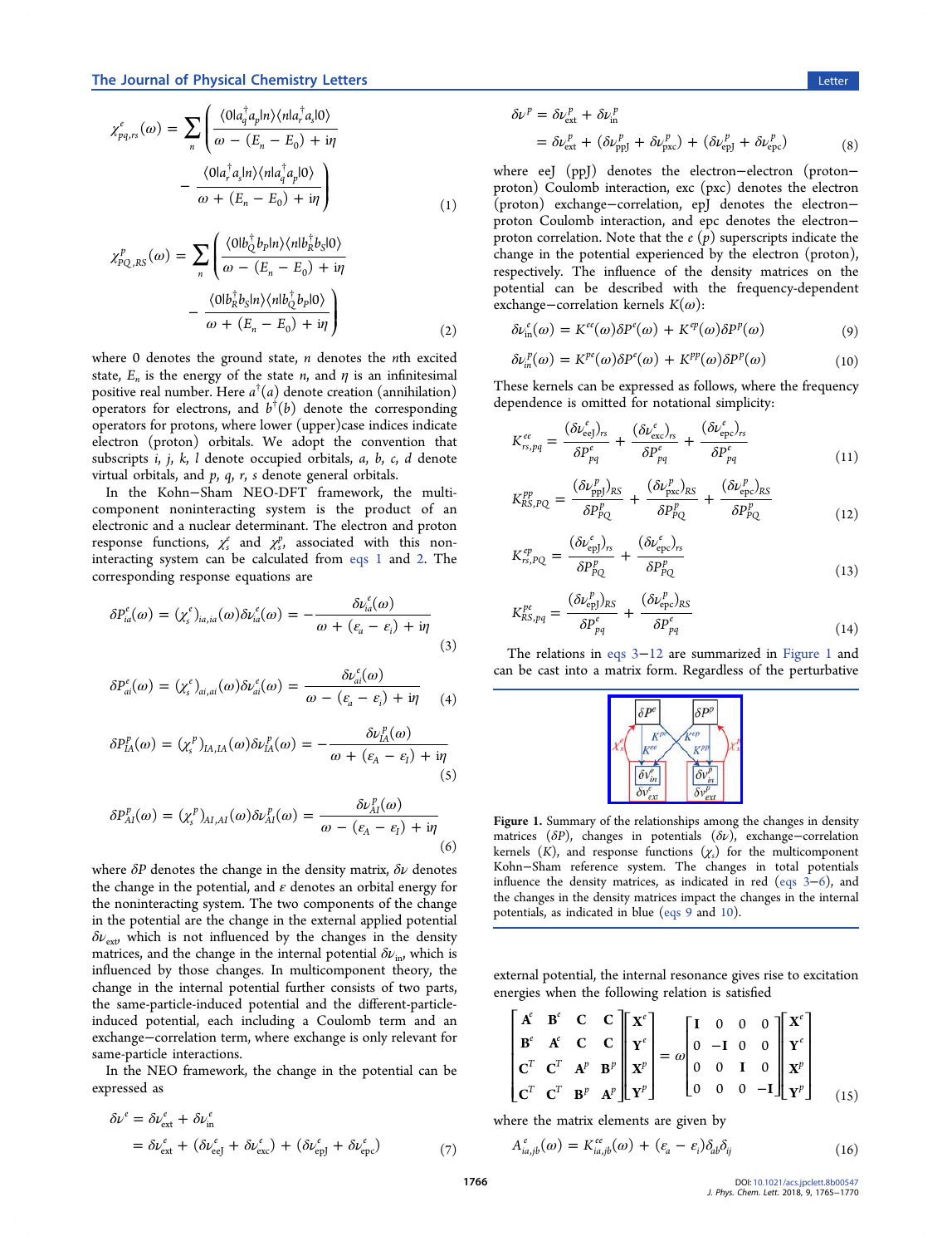$$\chi^e_{pq,rs}(\omega) = \sum_n \left( \frac{\langle 0|a_q^\dagger a_p|n\rangle\langle n|a_r^\dagger a_s|0\rangle}{\omega - (E_n - E_0) + i\eta} - \frac{\langle 0|a_r^\dagger a_s|n\rangle\langle n|a_q^\dagger a_p|0\rangle}{\omega + (E_n - E_0) + i\eta} \right) \tag{1}$$

$$\chi^p_{PQ,RS}(\omega) = \sum_n \left( \frac{\langle 0|b_Q^\dagger b_P|n\rangle\langle n|b_R^\dagger b_S|0\rangle}{\omega - (E_n - E_0) + i\eta} - \frac{\langle 0|b_R^\dagger b_S|n\rangle\langle n|b_Q^\dagger b_P|0\rangle}{\omega + (E_n - E_0) + i\eta} \right) \tag{2}$$

where 0 denotes the ground state, $n$ denotes the $n$th excited state, $E_n$ is the energy of the state $n$, and $\eta$ is an infinitesimal positive real number. Here $a^\dagger(a)$ denote creation (annihilation) operators for electrons, and $b^\dagger(b)$ denote the corresponding operators for protons, where lower (upper)case indices indicate electron (proton) orbitals. We adopt the convention that subscripts $i$, $j$, $k$, $l$ denote occupied orbitals, $a$, $b$, $c$, $d$ denote virtual orbitals, and $p$, $q$, $r$, $s$ denote general orbitals.

In the Kohn–Sham NEO-DFT framework, the multicomponent noninteracting system is the product of an electronic and a nuclear determinant. The electron and proton response functions, $\chi_s^e$ and $\chi_s^p$, associated with this noninteracting system can be calculated from eqs 1 and 2. The corresponding response equations are

$$\delta P^e_{ia}(\omega) = (\chi_s^e)_{ia,ia}(\omega)\delta v^e_{ia}(\omega) = -\frac{\delta v^e_{ia}(\omega)}{\omega + (\varepsilon_a - \varepsilon_i) + i\eta} \tag{3}$$

$$\delta P^e_{ai}(\omega) = (\chi_s^e)_{ai,ai}(\omega)\delta v^e_{ai}(\omega) = \frac{\delta v^e_{ai}(\omega)}{\omega - (\varepsilon_a - \varepsilon_i) + i\eta} \tag{4}$$

$$\delta P^p_{IA}(\omega) = (\chi_s^p)_{IA,IA}(\omega)\delta v^p_{IA}(\omega) = -\frac{\delta v^p_{IA}(\omega)}{\omega + (\varepsilon_A - \varepsilon_I) + i\eta} \tag{5}$$

$$\delta P^p_{AI}(\omega) = (\chi_s^p)_{AI,AI}(\omega)\delta v^p_{AI}(\omega) = \frac{\delta v^p_{AI}(\omega)}{\omega - (\varepsilon_A - \varepsilon_I) + i\eta} \tag{6}$$

where $\delta P$ denotes the change in the density matrix, $\delta v$ denotes the change in the potential, and $\varepsilon$ denotes an orbital energy for the noninteracting system. The two components of the change in the potential are the change in the external applied potential $\delta v_{\text{ext}}$, which is not influenced by the changes in the density matrices, and the change in the internal potential $\delta v_{\text{in}}$, which is influenced by those changes. In multicomponent theory, the change in the internal potential further consists of two parts, the same-particle-induced potential and the different-particle-induced potential, each including a Coulomb term and an exchange–correlation term, where exchange is only relevant for same-particle interactions.

In the NEO framework, the change in the potential can be expressed as

$$\begin{aligned}\delta v^e &= \delta v^e_{\text{ext}} + \delta v^e_{\text{in}} \\ &= \delta v^e_{\text{ext}} + (\delta v^e_{\text{eeJ}} + \delta v^e_{\text{exc}}) + (\delta v^e_{\text{epJ}} + \delta v^e_{\text{epc}})\end{aligned} \tag{7}$$

$$\begin{aligned}\delta v^p &= \delta v^p_{\text{ext}} + \delta v^p_{\text{in}} \\ &= \delta v^p_{\text{ext}} + (\delta v^p_{\text{ppJ}} + \delta v^p_{\text{pxc}}) + (\delta v^p_{\text{epJ}} + \delta v^p_{\text{epc}})\end{aligned} \tag{8}$$

where eeJ (ppJ) denotes the electron–electron (proton–proton) Coulomb interaction, exc (pxc) denotes the electron (proton) exchange–correlation, epJ denotes the electron–proton Coulomb interaction, and epc denotes the electron–proton correlation. Note that the $e$ ($p$) superscripts indicate the change in the potential experienced by the electron (proton), respectively. The influence of the density matrices on the potential can be described with the frequency-dependent exchange–correlation kernels $K(\omega)$:

$$\delta v^e_{\text{in}}(\omega) = K^{ee}(\omega)\delta P^e(\omega) + K^{ep}(\omega)\delta P^p(\omega) \tag{9}$$

$$\delta v^p_{\text{in}}(\omega) = K^{pe}(\omega)\delta P^e(\omega) + K^{pp}(\omega)\delta P^p(\omega) \tag{10}$$

These kernels can be expressed as follows, where the frequency dependence is omitted for notational simplicity:

$$K^{ee}_{rs,pq} = \frac{(\delta v^e_{\text{eeJ}})_{rs}}{\delta P^e_{pq}} + \frac{(\delta v^e_{\text{exc}})_{rs}}{\delta P^e_{pq}} + \frac{(\delta v^e_{\text{epc}})_{rs}}{\delta P^e_{pq}} \tag{11}$$

$$K^{pp}_{RS,PQ} = \frac{(\delta v^p_{\text{ppJ}})_{RS}}{\delta P^p_{PQ}} + \frac{(\delta v^p_{\text{pxc}})_{RS}}{\delta P^p_{PQ}} + \frac{(\delta v^p_{\text{epc}})_{RS}}{\delta P^p_{PQ}} \tag{12}$$

$$K^{ep}_{rs,PQ} = \frac{(\delta v^e_{\text{epJ}})_{rs}}{\delta P^p_{PQ}} + \frac{(\delta v^e_{\text{epc}})_{rs}}{\delta P^p_{PQ}} \tag{13}$$

$$K^{pe}_{RS,pq} = \frac{(\delta v^p_{\text{epJ}})_{RS}}{\delta P^e_{pq}} + \frac{(\delta v^p_{\text{epc}})_{RS}}{\delta P^e_{pq}} \tag{14}$$

The relations in eqs 3–12 are summarized in Figure 1 and can be cast into a matrix form. Regardless of the perturbative external potential, the internal resonance gives rise to excitation energies when the following relation is satisfied

Figure 1. Summary of the relationships among the changes in density matrices ($\delta P$), changes in potentials ($\delta v$), exchange–correlation kernels ($K$), and response functions ($\chi_s$) for the multicomponent Kohn–Sham reference system. The changes in total potentials influence the density matrices, as indicated in red (eqs 3–6), and the changes in the density matrices impact the changes in the internal potentials, as indicated in blue (eqs 9 and 10).

$$\begin{bmatrix} \mathbf{A}^e & \mathbf{B}^e & \mathbf{C} & \mathbf{C} \\ \mathbf{B}^e & \mathbf{A}^e & \mathbf{C} & \mathbf{C} \\ \mathbf{C}^T & \mathbf{C}^T & \mathbf{A}^p & \mathbf{B}^p \\ \mathbf{C}^T & \mathbf{C}^T & \mathbf{B}^p & \mathbf{A}^p \end{bmatrix} \begin{bmatrix} \mathbf{X}^e \\ \mathbf{Y}^e \\ \mathbf{X}^p \\ \mathbf{Y}^p \end{bmatrix} = \omega \begin{bmatrix} \mathbf{I} & 0 & 0 & 0 \\ 0 & -\mathbf{I} & 0 & 0 \\ 0 & 0 & \mathbf{I} & 0 \\ 0 & 0 & 0 & -\mathbf{I} \end{bmatrix} \begin{bmatrix} \mathbf{X}^e \\ \mathbf{Y}^e \\ \mathbf{X}^p \\ \mathbf{Y}^p \end{bmatrix} \tag{15}$$

where the matrix elements are given by

$$A^e_{ia,jb}(\omega) = K^{ee}_{ia,jb}(\omega) + (\varepsilon_a - \varepsilon_i)\delta_{ab}\delta_{ij} \tag{16}$$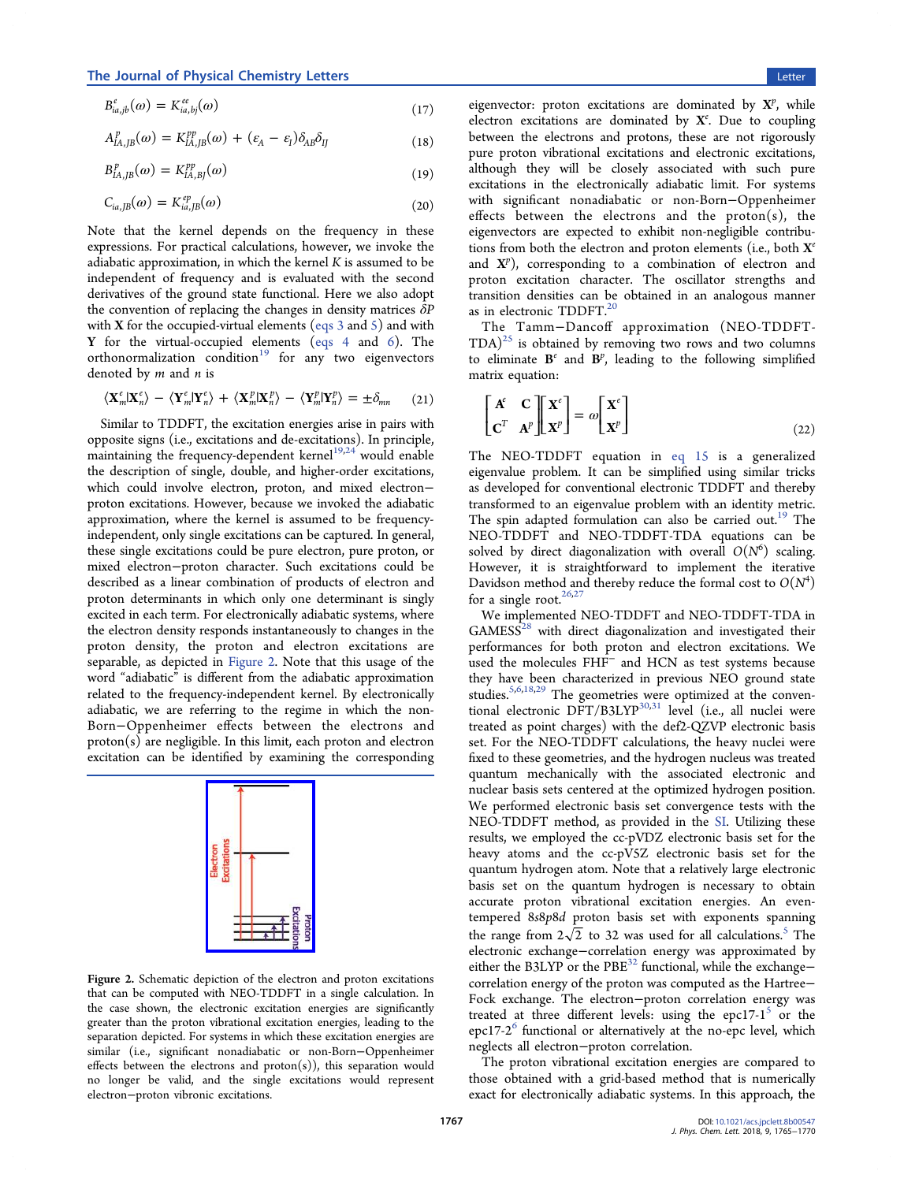$$B^e_{ia,jb}(\omega) = K^{ee}_{ia,bj}(\omega) \tag{17}$$

$$A^p_{IA,JB}(\omega) = K^{pp}_{IA,JB}(\omega) + (\varepsilon_A - \varepsilon_I)\delta_{AB}\delta_{IJ} \tag{18}$$

$$B^p_{IA,JB}(\omega) = K^{pp}_{IA,BJ}(\omega) \tag{19}$$

$$C_{ia,JB}(\omega) = K^{ep}_{ia,JB}(\omega) \tag{20}$$

Note that the kernel depends on the frequency in these expressions. For practical calculations, however, we invoke the adiabatic approximation, in which the kernel $K$ is assumed to be independent of frequency and is evaluated with the second derivatives of the ground state functional. Here we also adopt the convention of replacing the changes in density matrices $\delta P$ with $\mathbf{X}$ for the occupied-virtual elements (eqs 3 and 5) and with $\mathbf{Y}$ for the virtual-occupied elements (eqs 4 and 6). The orthonormalization condition[19] for any two eigenvectors denoted by $m$ and $n$ is

$$\langle \mathbf{X}^e_m | \mathbf{X}^e_n \rangle - \langle \mathbf{Y}^e_m | \mathbf{Y}^e_n \rangle + \langle \mathbf{X}^p_m | \mathbf{X}^p_n \rangle - \langle \mathbf{Y}^p_m | \mathbf{Y}^p_n \rangle = \pm \delta_{mn} \tag{21}$$

Similar to TDDFT, the excitation energies arise in pairs with opposite signs (i.e., excitations and de-excitations). In principle, maintaining the frequency-dependent kernel[19,24] would enable the description of single, double, and higher-order excitations, which could involve electron, proton, and mixed electron–proton excitations. However, because we invoked the adiabatic approximation, where the kernel is assumed to be frequency-independent, only single excitations can be captured. In general, these single excitations could be pure electron, pure proton, or mixed electron–proton character. Such excitations could be described as a linear combination of products of electron and proton determinants in which only one determinant is singly excited in each term. For electronically adiabatic systems, where the electron density responds instantaneously to changes in the proton density, the proton and electron excitations are separable, as depicted in Figure 2. Note that this usage of the word "adiabatic" is different from the adiabatic approximation related to the frequency-independent kernel. By electronically adiabatic, we are referring to the regime in which the non-Born–Oppenheimer effects between the electrons and proton(s) are negligible. In this limit, each proton and electron excitation can be identified by examining the corresponding eigenvector: proton excitations are dominated by $\mathbf{X}^p$, while electron excitations are dominated by $\mathbf{X}^e$. Due to coupling between the electrons and protons, these are not rigorously pure proton vibrational excitations and electronic excitations, although they will be closely associated with such pure excitations in the electronically adiabatic limit. For systems with significant nonadiabatic or non-Born–Oppenheimer effects between the electrons and the proton(s), the eigenvectors are expected to exhibit non-negligible contributions from both the electron and proton elements (i.e., both $\mathbf{X}^e$ and $\mathbf{X}^p$), corresponding to a combination of electron and proton excitation character. The oscillator strengths and transition densities can be obtained in an analogous manner as in electronic TDDFT.[20]

Figure 2. Schematic depiction of the electron and proton excitations that can be computed with NEO-TDDFT in a single calculation. In the case shown, the electronic excitation energies are significantly greater than the proton vibrational excitation energies, leading to the separation depicted. For systems in which these excitation energies are similar (i.e., significant nonadiabatic or non-Born–Oppenheimer effects between the electrons and proton(s)), this separation would no longer be valid, and the single excitations would represent electron–proton vibronic excitations.

The Tamm–Dancoff approximation (NEO-TDDFT-TDA)[25] is obtained by removing two rows and two columns to eliminate $\mathbf{B}^e$ and $\mathbf{B}^p$, leading to the following simplified matrix equation:

$$\begin{bmatrix} \mathbf{A}^e & \mathbf{C} \\ \mathbf{C}^T & \mathbf{A}^p \end{bmatrix} \begin{bmatrix} \mathbf{X}^e \\ \mathbf{X}^p \end{bmatrix} = \omega \begin{bmatrix} \mathbf{X}^e \\ \mathbf{X}^p \end{bmatrix} \tag{22}$$

The NEO-TDDFT equation in eq 15 is a generalized eigenvalue problem. It can be simplified using similar tricks as developed for conventional electronic TDDFT and thereby transformed to an eigenvalue problem with an identity metric. The spin adapted formulation can also be carried out.[19] The NEO-TDDFT and NEO-TDDFT-TDA equations can be solved by direct diagonalization with overall $O(N^6)$ scaling. However, it is straightforward to implement the iterative Davidson method and thereby reduce the formal cost to $O(N^4)$ for a single root.[26,27]

We implemented NEO-TDDFT and NEO-TDDFT-TDA in GAMESS[28] with direct diagonalization and investigated their performances for both proton and electron excitations. We used the molecules $FHF^-$ and HCN as test systems because they have been characterized in previous NEO ground state studies.[5,6,18,29] The geometries were optimized at the conventional electronic DFT/B3LYP[30,31] level (i.e., all nuclei were treated as point charges) with the def2-QZVP electronic basis set. For the NEO-TDDFT calculations, the heavy nuclei were fixed to these geometries, and the hydrogen nucleus was treated quantum mechanically with the associated electronic and nuclear basis sets centered at the optimized hydrogen position. We performed electronic basis set convergence tests with the NEO-TDDFT method, as provided in the SI. Utilizing these results, we employed the cc-pVDZ electronic basis set for the heavy atoms and the cc-pV5Z electronic basis set for the quantum hydrogen atom. Note that a relatively large electronic basis set on the quantum hydrogen is necessary to obtain accurate proton vibrational excitation energies. An even-tempered 8s8p8d proton basis set with exponents spanning the range from $2\sqrt{2}$ to 32 was used for all calculations.[5] The electronic exchange–correlation energy was approximated by either the B3LYP or the PBE[32] functional, while the exchange–correlation energy of the proton was computed as the Hartree–Fock exchange. The electron–proton correlation energy was treated at three different levels: using the epc17-1[5] or the epc17-2[6] functional or alternatively at the no-epc level, which neglects all electron–proton correlation.

The proton vibrational excitation energies are compared to those obtained with a grid-based method that is numerically exact for electronically adiabatic systems. In this approach, the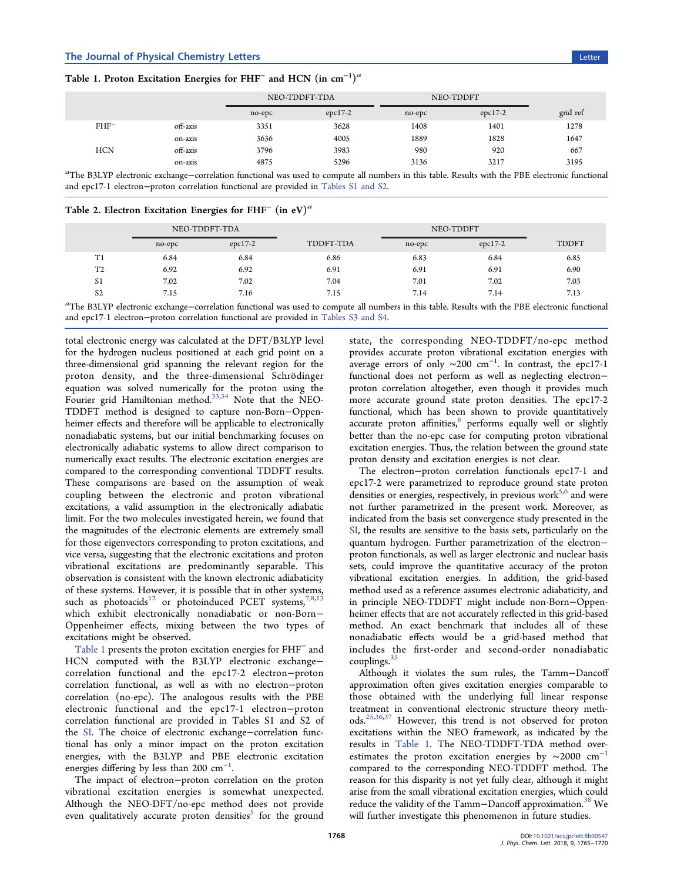**Table 1. Proton Excitation Energies for $FHF^-$ and HCN (in $cm^{-1}$)[a]**

| | | NEO-TDDFT-TDA | | NEO-TDDFT | | |
|---|---|---|---|---|---|---|
| | | no-epc | epc17-2 | no-epc | epc17-2 | grid ref |
| $FHF^-$ | off-axis | 3351 | 3628 | 1408 | 1401 | 1278 |
| | on-axis | 3636 | 4005 | 1889 | 1828 | 1647 |
| HCN | off-axis | 3796 | 3983 | 980 | 920 | 667 |
| | on-axis | 4875 | 5296 | 3136 | 3217 | 3195 |

[a]The B3LYP electronic exchange−correlation functional was used to compute all numbers in this table. Results with the PBE electronic functional and epc17-1 electron−proton correlation functional are provided in Tables S1 and S2.

**Table 2. Electron Excitation Energies for $FHF^-$ (in eV)[a]**

| | NEO-TDDFT-TDA | | | NEO-TDDFT | | |
|---|---|---|---|---|---|---|
| | no-epc | epc17-2 | TDDFT-TDA | no-epc | epc17-2 | TDDFT |
| T1 | 6.84 | 6.84 | 6.86 | 6.83 | 6.84 | 6.85 |
| T2 | 6.92 | 6.92 | 6.91 | 6.91 | 6.91 | 6.90 |
| S1 | 7.02 | 7.02 | 7.04 | 7.01 | 7.02 | 7.03 |
| S2 | 7.15 | 7.16 | 7.15 | 7.14 | 7.14 | 7.13 |

[a]The B3LYP electronic exchange−correlation functional was used to compute all numbers in this table. Results with the PBE electronic functional and epc17-1 electron−proton correlation functional are provided in Tables S3 and S4.

total electronic energy was calculated at the DFT/B3LYP level for the hydrogen nucleus positioned at each grid point on a three-dimensional grid spanning the relevant region for the proton density, and the three-dimensional Schrödinger equation was solved numerically for the proton using the Fourier grid Hamiltonian method.[33,34] Note that the NEO-TDDFT method is designed to capture non-Born−Oppenheimer effects and therefore will be applicable to electronically nonadiabatic systems, but our initial benchmarking focuses on electronically adiabatic systems to allow direct comparison to numerically exact results. The electronic excitation energies are compared to the corresponding conventional TDDFT results. These comparisons are based on the assumption of weak coupling between the electronic and proton vibrational excitations, a valid assumption in the electronically adiabatic limit. For the two molecules investigated herein, we found that the magnitudes of the electronic elements are extremely small for those eigenvectors corresponding to proton excitations, and vice versa, suggesting that the electronic excitations and proton vibrational excitations are predominantly separable. This observation is consistent with the known electronic adiabaticity of these systems. However, it is possible that in other systems, such as photoacids[12] or photoinduced PCET systems,[7,8,13] which exhibit electronically nonadiabatic or non-Born−Oppenheimer effects, mixing between the two types of excitations might be observed.

Table 1 presents the proton excitation energies for $FHF^-$ and HCN computed with the B3LYP electronic exchange−correlation functional and the epc17-2 electron−proton correlation functional, as well as with no electron−proton correlation (no-epc). The analogous results with the PBE electronic functional and the epc17-1 electron−proton correlation functional are provided in Tables S1 and S2 of the SI. The choice of electronic exchange−correlation functional has only a minor impact on the proton excitation energies, with the B3LYP and PBE electronic excitation energies differing by less than 200 $cm^{-1}$.

The impact of electron−proton correlation on the proton vibrational excitation energies is somewhat unexpected. Although the NEO-DFT/no-epc method does not provide even qualitatively accurate proton densities[5] for the ground state, the corresponding NEO-TDDFT/no-epc method provides accurate proton vibrational excitation energies with average errors of only ∼200 $cm^{-1}$. In contrast, the epc17-1 functional does not perform as well as neglecting electron−proton correlation altogether, even though it provides much more accurate ground state proton densities. The epc17-2 functional, which has been shown to provide quantitatively accurate proton affinities,[6] performs equally well or slightly better than the no-epc case for computing proton vibrational excitation energies. Thus, the relation between the ground state proton density and excitation energies is not clear.

The electron−proton correlation functionals epc17-1 and epc17-2 were parametrized to reproduce ground state proton densities or energies, respectively, in previous work[5,6] and were not further parametrized in the present work. Moreover, as indicated from the basis set convergence study presented in the SI, the results are sensitive to the basis sets, particularly on the quantum hydrogen. Further parametrization of the electron−proton functionals, as well as larger electronic and nuclear basis sets, could improve the quantitative accuracy of the proton vibrational excitation energies. In addition, the grid-based method used as a reference assumes electronic adiabaticity, and in principle NEO-TDDFT might include non-Born−Oppenheimer effects that are not accurately reflected in this grid-based method. An exact benchmark that includes all of these nonadiabatic effects would be a grid-based method that includes the first-order and second-order nonadiabatic couplings.[35]

Although it violates the sum rules, the Tamm−Dancoff approximation often gives excitation energies comparable to those obtained with the underlying full linear response treatment in conventional electronic structure theory methods.[25,36,37] However, this trend is not observed for proton excitations within the NEO framework, as indicated by the results in Table 1. The NEO-TDDFT-TDA method overestimates the proton excitation energies by ∼2000 $cm^{-1}$ compared to the corresponding NEO-TDDFT method. The reason for this disparity is not yet fully clear, although it might arise from the small vibrational excitation energies, which could reduce the validity of the Tamm−Dancoff approximation.[38] We will further investigate this phenomenon in future studies.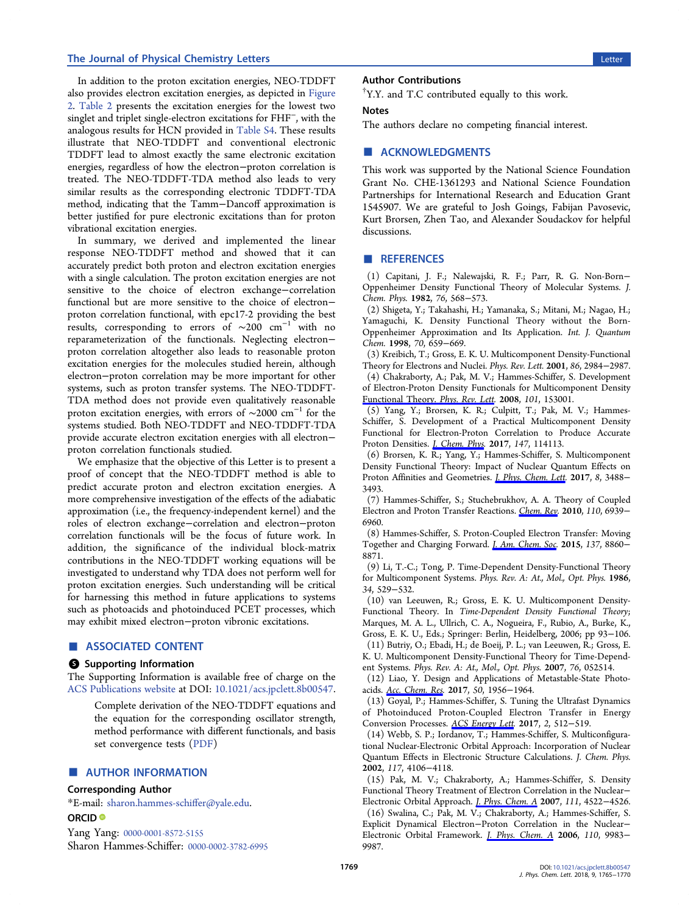In addition to the proton excitation energies, NEO-TDDFT also provides electron excitation energies, as depicted in Figure 2. Table 2 presents the excitation energies for the lowest two singlet and triplet single-electron excitations for $FHF^-$, with the analogous results for HCN provided in Table S4. These results illustrate that NEO-TDDFT and conventional electronic TDDFT lead to almost exactly the same electronic excitation energies, regardless of how the electron−proton correlation is treated. The NEO-TDDFT-TDA method also leads to very similar results as the corresponding electronic TDDFT-TDA method, indicating that the Tamm−Dancoff approximation is better justified for pure electronic excitations than for proton vibrational excitation energies.

In summary, we derived and implemented the linear response NEO-TDDFT method and showed that it can accurately predict both proton and electron excitation energies with a single calculation. The proton excitation energies are not sensitive to the choice of electron exchange−correlation functional but are more sensitive to the choice of electron−proton correlation functional, with epc17-2 providing the best results, corresponding to errors of ~200 $cm^{-1}$ with no reparameterization of the functionals. Neglecting electron−proton correlation altogether also leads to reasonable proton excitation energies for the molecules studied herein, although electron−proton correlation may be more important for other systems, such as proton transfer systems. The NEO-TDDFT-TDA method does not provide even qualitatively reasonable proton excitation energies, with errors of ~2000 $cm^{-1}$ for the systems studied. Both NEO-TDDFT and NEO-TDDFT-TDA provide accurate electron excitation energies with all electron−proton correlation functionals studied.

We emphasize that the objective of this Letter is to present a proof of concept that the NEO-TDDFT method is able to predict accurate proton and electron excitation energies. A more comprehensive investigation of the effects of the adiabatic approximation (i.e., the frequency-independent kernel) and the roles of electron exchange−correlation and electron−proton correlation functionals will be the focus of future work. In addition, the significance of the individual block-matrix contributions in the NEO-TDDFT working equations will be investigated to understand why TDA does not perform well for proton excitation energies. Such understanding will be critical for harnessing this method in future applications to systems such as photoacids and photoinduced PCET processes, which may exhibit mixed electron−proton vibronic excitations.

## ■ ASSOCIATED CONTENT

### Supporting Information

The Supporting Information is available free of charge on the ACS Publications website at DOI: 10.1021/acs.jpclett.8b00547.

> Complete derivation of the NEO-TDDFT equations and the equation for the corresponding oscillator strength, method performance with different functionals, and basis set convergence tests (PDF)

## ■ AUTHOR INFORMATION

### Corresponding Author

*E-mail: sharon.hammes-schiffer@yale.edu.

### ORCID

Yang Yang: 0000-0001-8572-5155

Sharon Hammes-Schiffer: 0000-0002-3782-6995

### Author Contributions

[†]Y.Y. and T.C contributed equally to this work.

### Notes

The authors declare no competing financial interest.

## ■ ACKNOWLEDGMENTS

This work was supported by the National Science Foundation Grant No. CHE-1361293 and National Science Foundation Partnerships for International Research and Education Grant 1545907. We are grateful to Josh Goings, Fabijan Pavosevic, Kurt Brorsen, Zhen Tao, and Alexander Soudackov for helpful discussions.

## ■ REFERENCES

(1) Capitani, J. F.; Nalewajski, R. F.; Parr, R. G. Non-Born−Oppenheimer Density Functional Theory of Molecular Systems. *J. Chem. Phys.* **1982**, *76*, 568−573.

(2) Shigeta, Y.; Takahashi, H.; Yamanaka, S.; Mitani, M.; Nagao, H.; Yamaguchi, K. Density Functional Theory without the Born-Oppenheimer Approximation and Its Application. *Int. J. Quantum Chem.* **1998**, *70*, 659−669.

(3) Kreibich, T.; Gross, E. K. U. Multicomponent Density-Functional Theory for Electrons and Nuclei. *Phys. Rev. Lett.* **2001**, *86*, 2984−2987.

(4) Chakraborty, A.; Pak, M. V.; Hammes-Schiffer, S. Development of Electron-Proton Density Functionals for Multicomponent Density Functional Theory. *Phys. Rev. Lett.* **2008**, *101*, 153001.

(5) Yang, Y.; Brorsen, K. R.; Culpitt, T.; Pak, M. V.; Hammes-Schiffer, S. Development of a Practical Multicomponent Density Functional for Electron-Proton Correlation to Produce Accurate Proton Densities. *J. Chem. Phys.* **2017**, *147*, 114113.

(6) Brorsen, K. R.; Yang, Y.; Hammes-Schiffer, S. Multicomponent Density Functional Theory: Impact of Nuclear Quantum Effects on Proton Affinities and Geometries. *J. Phys. Chem. Lett.* **2017**, *8*, 3488−3493.

(7) Hammes-Schiffer, S.; Stuchebrukhov, A. A. Theory of Coupled Electron and Proton Transfer Reactions. *Chem. Rev.* **2010**, *110*, 6939−6960.

(8) Hammes-Schiffer, S. Proton-Coupled Electron Transfer: Moving Together and Charging Forward. *J. Am. Chem. Soc.* **2015**, *137*, 8860−8871.

(9) Li, T.-C.; Tong, P. Time-Dependent Density-Functional Theory for Multicomponent Systems. *Phys. Rev. A: At., Mol., Opt. Phys.* **1986**, *34*, 529−532.

(10) van Leeuwen, R.; Gross, E. K. U. Multicomponent Density-Functional Theory. In *Time-Dependent Density Functional Theory*; Marques, M. A. L., Ullrich, C. A., Nogueira, F., Rubio, A., Burke, K., Gross, E. K. U., Eds.; Springer: Berlin, Heidelberg, 2006; pp 93−106.

(11) Butriy, O.; Ebadi, H.; de Boeij, P. L.; van Leeuwen, R.; Gross, E. K. U. Multicomponent Density-Functional Theory for Time-Dependent Systems. *Phys. Rev. A: At., Mol., Opt. Phys.* **2007**, *76*, 052514.

(12) Liao, Y. Design and Applications of Metastable-State Photoacids. *Acc. Chem. Res.* **2017**, *50*, 1956−1964.

(13) Goyal, P.; Hammes-Schiffer, S. Tuning the Ultrafast Dynamics of Photoinduced Proton-Coupled Electron Transfer in Energy Conversion Processes. *ACS Energy Lett.* **2017**, *2*, 512−519.

(14) Webb, S. P.; Iordanov, T.; Hammes-Schiffer, S. Multiconfigurational Nuclear-Electronic Orbital Approach: Incorporation of Nuclear Quantum Effects in Electronic Structure Calculations. *J. Chem. Phys.* **2002**, *117*, 4106−4118.

(15) Pak, M. V.; Chakraborty, A.; Hammes-Schiffer, S. Density Functional Theory Treatment of Electron Correlation in the Nuclear−Electronic Orbital Approach. *J. Phys. Chem. A* **2007**, *111*, 4522−4526.

(16) Swalina, C.; Pak, M. V.; Chakraborty, A.; Hammes-Schiffer, S. Explicit Dynamical Electron−Proton Correlation in the Nuclear−Electronic Orbital Framework. *J. Phys. Chem. A* **2006**, *110*, 9983−9987.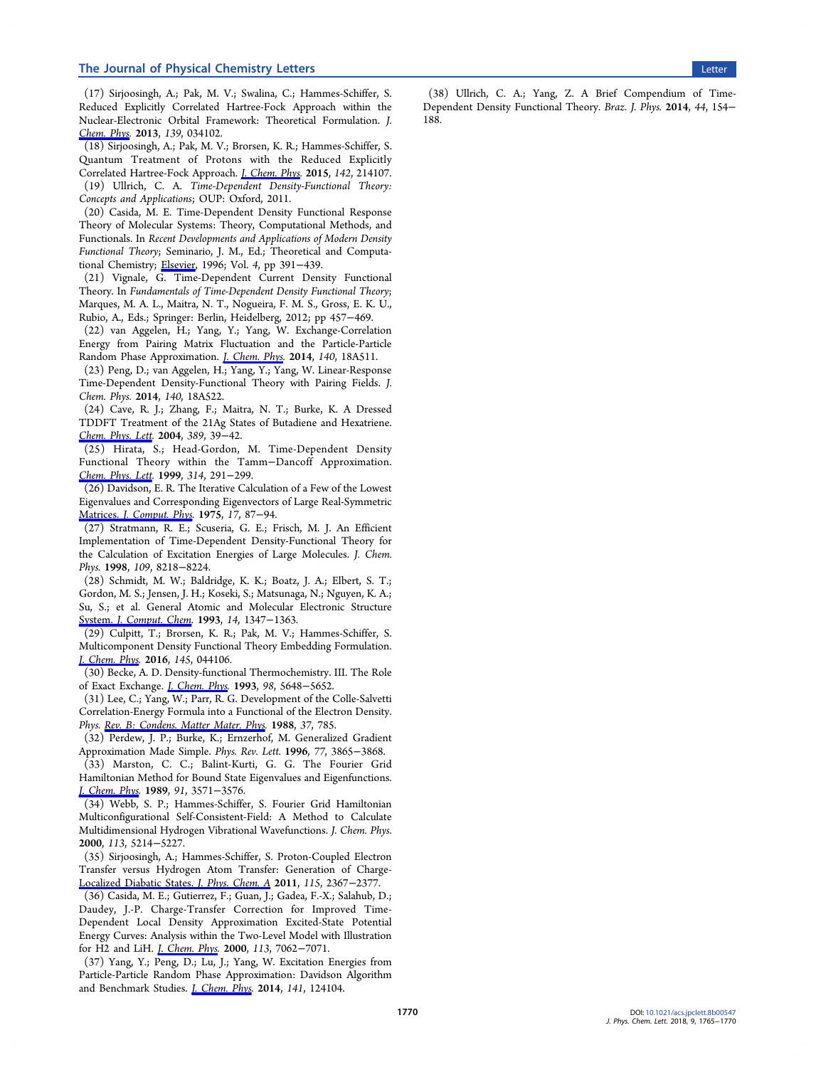(17) Sirjoosingh, A.; Pak, M. V.; Swalina, C.; Hammes-Schiffer, S. Reduced Explicitly Correlated Hartree-Fock Approach within the Nuclear-Electronic Orbital Framework: Theoretical Formulation. *J. Chem. Phys.* **2013**, *139*, 034102.

(18) Sirjoosingh, A.; Pak, M. V.; Brorsen, K. R.; Hammes-Schiffer, S. Quantum Treatment of Protons with the Reduced Explicitly Correlated Hartree-Fock Approach. *J. Chem. Phys.* **2015**, *142*, 214107.

(19) Ullrich, C. A. *Time-Dependent Density-Functional Theory: Concepts and Applications*; OUP: Oxford, 2011.

(20) Casida, M. E. Time-Dependent Density Functional Response Theory of Molecular Systems: Theory, Computational Methods, and Functionals. In *Recent Developments and Applications of Modern Density Functional Theory*; Seminario, J. M., Ed.; Theoretical and Computational Chemistry; Elsevier, 1996; Vol. *4*, pp 391−439.

(21) Vignale, G. Time-Dependent Current Density Functional Theory. In *Fundamentals of Time-Dependent Density Functional Theory*; Marques, M. A. L., Maitra, N. T., Nogueira, F. M. S., Gross, E. K. U., Rubio, A., Eds.; Springer: Berlin, Heidelberg, 2012; pp 457−469.

(22) van Aggelen, H.; Yang, Y.; Yang, W. Exchange-Correlation Energy from Pairing Matrix Fluctuation and the Particle-Particle Random Phase Approximation. *J. Chem. Phys.* **2014**, *140*, 18A511.

(23) Peng, D.; van Aggelen, H.; Yang, Y.; Yang, W. Linear-Response Time-Dependent Density-Functional Theory with Pairing Fields. *J. Chem. Phys.* **2014**, *140*, 18A522.

(24) Cave, R. J.; Zhang, F.; Maitra, N. T.; Burke, K. A Dressed TDDFT Treatment of the 21Ag States of Butadiene and Hexatriene. *Chem. Phys. Lett.* **2004**, *389*, 39−42.

(25) Hirata, S.; Head-Gordon, M. Time-Dependent Density Functional Theory within the Tamm−Dancoff Approximation. *Chem. Phys. Lett.* **1999**, *314*, 291−299.

(26) Davidson, E. R. The Iterative Calculation of a Few of the Lowest Eigenvalues and Corresponding Eigenvectors of Large Real-Symmetric Matrices. *J. Comput. Phys.* **1975**, *17*, 87−94.

(27) Stratmann, R. E.; Scuseria, G. E.; Frisch, M. J. An Efficient Implementation of Time-Dependent Density-Functional Theory for the Calculation of Excitation Energies of Large Molecules. *J. Chem. Phys.* **1998**, *109*, 8218−8224.

(28) Schmidt, M. W.; Baldridge, K. K.; Boatz, J. A.; Elbert, S. T.; Gordon, M. S.; Jensen, J. H.; Koseki, S.; Matsunaga, N.; Nguyen, K. A.; Su, S.; et al. General Atomic and Molecular Electronic Structure System. *J. Comput. Chem.* **1993**, *14*, 1347−1363.

(29) Culpitt, T.; Brorsen, K. R.; Pak, M. V.; Hammes-Schiffer, S. Multicomponent Density Functional Theory Embedding Formulation. *J. Chem. Phys.* **2016**, *145*, 044106.

(30) Becke, A. D. Density-functional Thermochemistry. III. The Role of Exact Exchange. *J. Chem. Phys.* **1993**, *98*, 5648−5652.

(31) Lee, C.; Yang, W.; Parr, R. G. Development of the Colle-Salvetti Correlation-Energy Formula into a Functional of the Electron Density. *Phys. Rev. B: Condens. Matter Mater. Phys.* **1988**, *37*, 785.

(32) Perdew, J. P.; Burke, K.; Ernzerhof, M. Generalized Gradient Approximation Made Simple. *Phys. Rev. Lett.* **1996**, *77*, 3865−3868.

(33) Marston, C. C.; Balint-Kurti, G. G. The Fourier Grid Hamiltonian Method for Bound State Eigenvalues and Eigenfunctions. *J. Chem. Phys.* **1989**, *91*, 3571−3576.

(34) Webb, S. P.; Hammes-Schiffer, S. Fourier Grid Hamiltonian Multiconfigurational Self-Consistent-Field: A Method to Calculate Multidimensional Hydrogen Vibrational Wavefunctions. *J. Chem. Phys.* **2000**, *113*, 5214−5227.

(35) Sirjoosingh, A.; Hammes-Schiffer, S. Proton-Coupled Electron Transfer versus Hydrogen Atom Transfer: Generation of Charge-Localized Diabatic States. *J. Phys. Chem. A* **2011**, *115*, 2367−2377.

(36) Casida, M. E.; Gutierrez, F.; Guan, J.; Gadea, F.-X.; Salahub, D.; Daudey, J.-P. Charge-Transfer Correction for Improved Time-Dependent Local Density Approximation Excited-State Potential Energy Curves: Analysis within the Two-Level Model with Illustration for H2 and LiH. *J. Chem. Phys.* **2000**, *113*, 7062−7071.

(37) Yang, Y.; Peng, D.; Lu, J.; Yang, W. Excitation Energies from Particle-Particle Random Phase Approximation: Davidson Algorithm and Benchmark Studies. *J. Chem. Phys.* **2014**, *141*, 124104.

(38) Ullrich, C. A.; Yang, Z. A Brief Compendium of Time-Dependent Density Functional Theory. *Braz. J. Phys.* **2014**, *44*, 154−188.